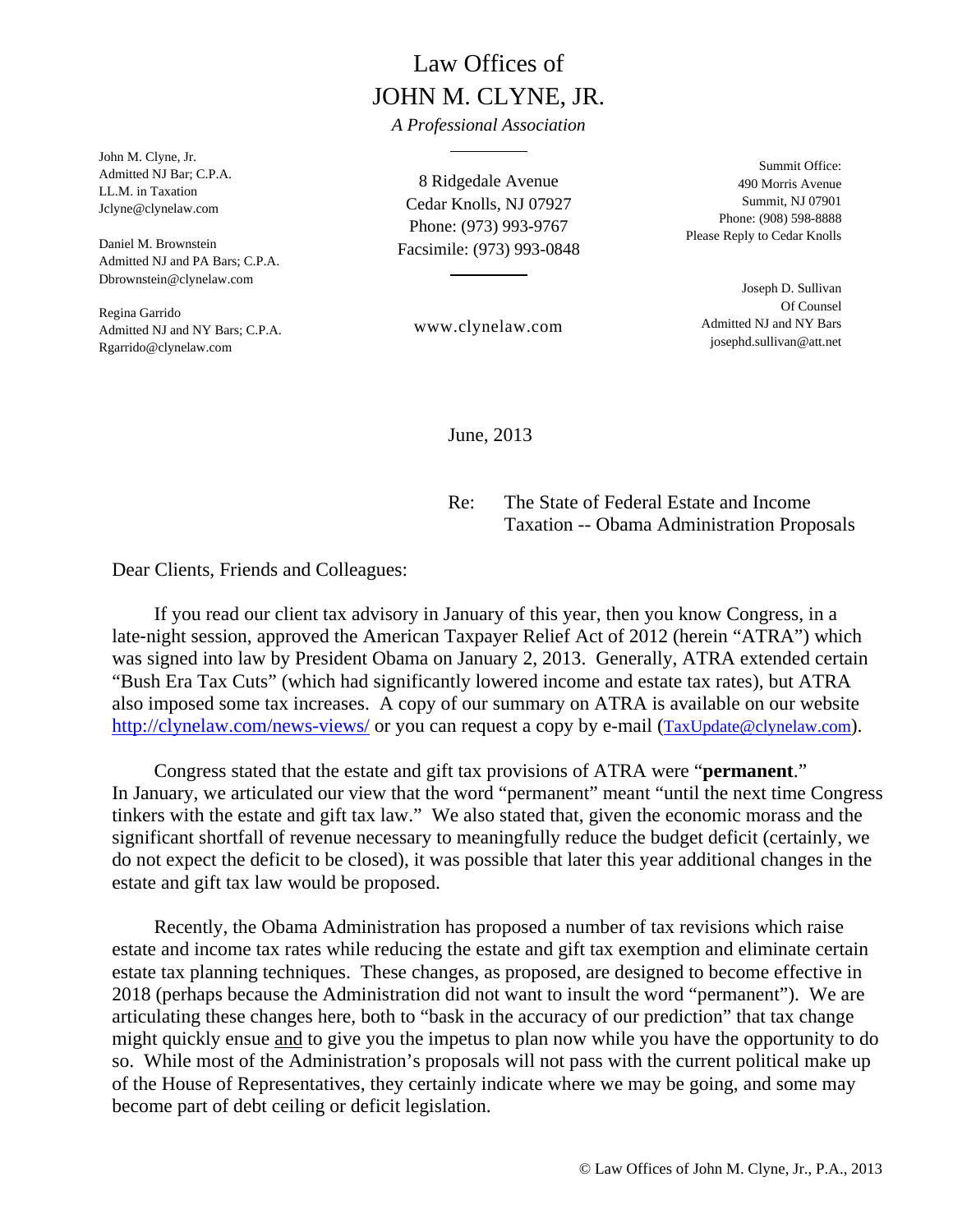# Law Offices of
# JOHN M. CLYNE, JR.

*A Professional Association*

8 Ridgedale Avenue
Cedar Knolls, NJ 07927
Phone: (973) 993-9767
Facsimile: (973) 993-0848

www.clynelaw.com

John M. Clyne, Jr.
Admitted NJ Bar; C.P.A.
LL.M. in Taxation
Jclyne@clynelaw.com

Daniel M. Brownstein
Admitted NJ and PA Bars; C.P.A.
Dbrownstein@clynelaw.com

Regina Garrido
Admitted NJ and NY Bars; C.P.A.
Rgarrido@clynelaw.com

Summit Office:
490 Morris Avenue
Summit, NJ 07901
Phone: (908) 598-8888
Please Reply to Cedar Knolls

Joseph D. Sullivan
Of Counsel
Admitted NJ and NY Bars
josephd.sullivan@att.net

June, 2013

Re: The State of Federal Estate and Income Taxation -- Obama Administration Proposals

Dear Clients, Friends and Colleagues:

If you read our client tax advisory in January of this year, then you know Congress, in a late-night session, approved the American Taxpayer Relief Act of 2012 (herein "ATRA") which was signed into law by President Obama on January 2, 2013. Generally, ATRA extended certain "Bush Era Tax Cuts" (which had significantly lowered income and estate tax rates), but ATRA also imposed some tax increases. A copy of our summary on ATRA is available on our website http://clynelaw.com/news-views/ or you can request a copy by e-mail (TaxUpdate@clynelaw.com).

Congress stated that the estate and gift tax provisions of ATRA were "**permanent**." In January, we articulated our view that the word "permanent" meant "until the next time Congress tinkers with the estate and gift tax law." We also stated that, given the economic morass and the significant shortfall of revenue necessary to meaningfully reduce the budget deficit (certainly, we do not expect the deficit to be closed), it was possible that later this year additional changes in the estate and gift tax law would be proposed.

Recently, the Obama Administration has proposed a number of tax revisions which raise estate and income tax rates while reducing the estate and gift tax exemption and eliminate certain estate tax planning techniques. These changes, as proposed, are designed to become effective in 2018 (perhaps because the Administration did not want to insult the word "permanent"). We are articulating these changes here, both to "bask in the accuracy of our prediction" that tax change might quickly ensue and to give you the impetus to plan now while you have the opportunity to do so. While most of the Administration's proposals will not pass with the current political make up of the House of Representatives, they certainly indicate where we may be going, and some may become part of debt ceiling or deficit legislation.

© Law Offices of John M. Clyne, Jr., P.A., 2013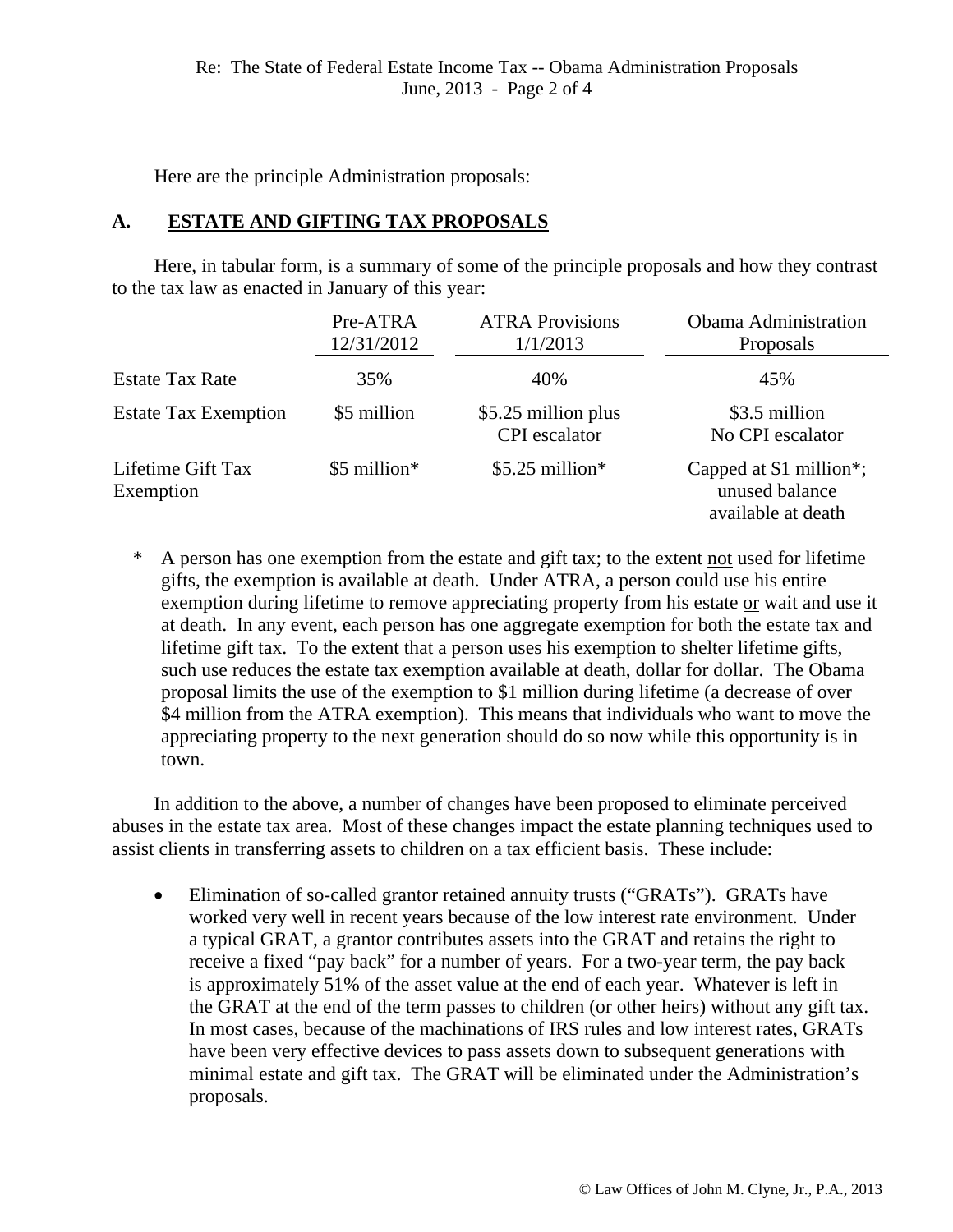Here are the principle Administration proposals:

## A. ESTATE AND GIFTING TAX PROPOSALS

Here, in tabular form, is a summary of some of the principle proposals and how they contrast to the tax law as enacted in January of this year:

| | Pre-ATRA 12/31/2012 | ATRA Provisions 1/1/2013 | Obama Administration Proposals |
|---|---|---|---|
| Estate Tax Rate | 35% | 40% | 45% |
| Estate Tax Exemption | $5 million | $5.25 million plus CPI escalator | $3.5 million No CPI escalator |
| Lifetime Gift Tax Exemption | $5 million* | $5.25 million* | Capped at $1 million*; unused balance available at death |

\* A person has one exemption from the estate and gift tax; to the extent not used for lifetime gifts, the exemption is available at death. Under ATRA, a person could use his entire exemption during lifetime to remove appreciating property from his estate or wait and use it at death. In any event, each person has one aggregate exemption for both the estate tax and lifetime gift tax. To the extent that a person uses his exemption to shelter lifetime gifts, such use reduces the estate tax exemption available at death, dollar for dollar. The Obama proposal limits the use of the exemption to $1 million during lifetime (a decrease of over $4 million from the ATRA exemption). This means that individuals who want to move the appreciating property to the next generation should do so now while this opportunity is in town.

In addition to the above, a number of changes have been proposed to eliminate perceived abuses in the estate tax area. Most of these changes impact the estate planning techniques used to assist clients in transferring assets to children on a tax efficient basis. These include:

- Elimination of so-called grantor retained annuity trusts ("GRATs"). GRATs have worked very well in recent years because of the low interest rate environment. Under a typical GRAT, a grantor contributes assets into the GRAT and retains the right to receive a fixed "pay back" for a number of years. For a two-year term, the pay back is approximately 51% of the asset value at the end of each year. Whatever is left in the GRAT at the end of the term passes to children (or other heirs) without any gift tax. In most cases, because of the machinations of IRS rules and low interest rates, GRATs have been very effective devices to pass assets down to subsequent generations with minimal estate and gift tax. The GRAT will be eliminated under the Administration's proposals.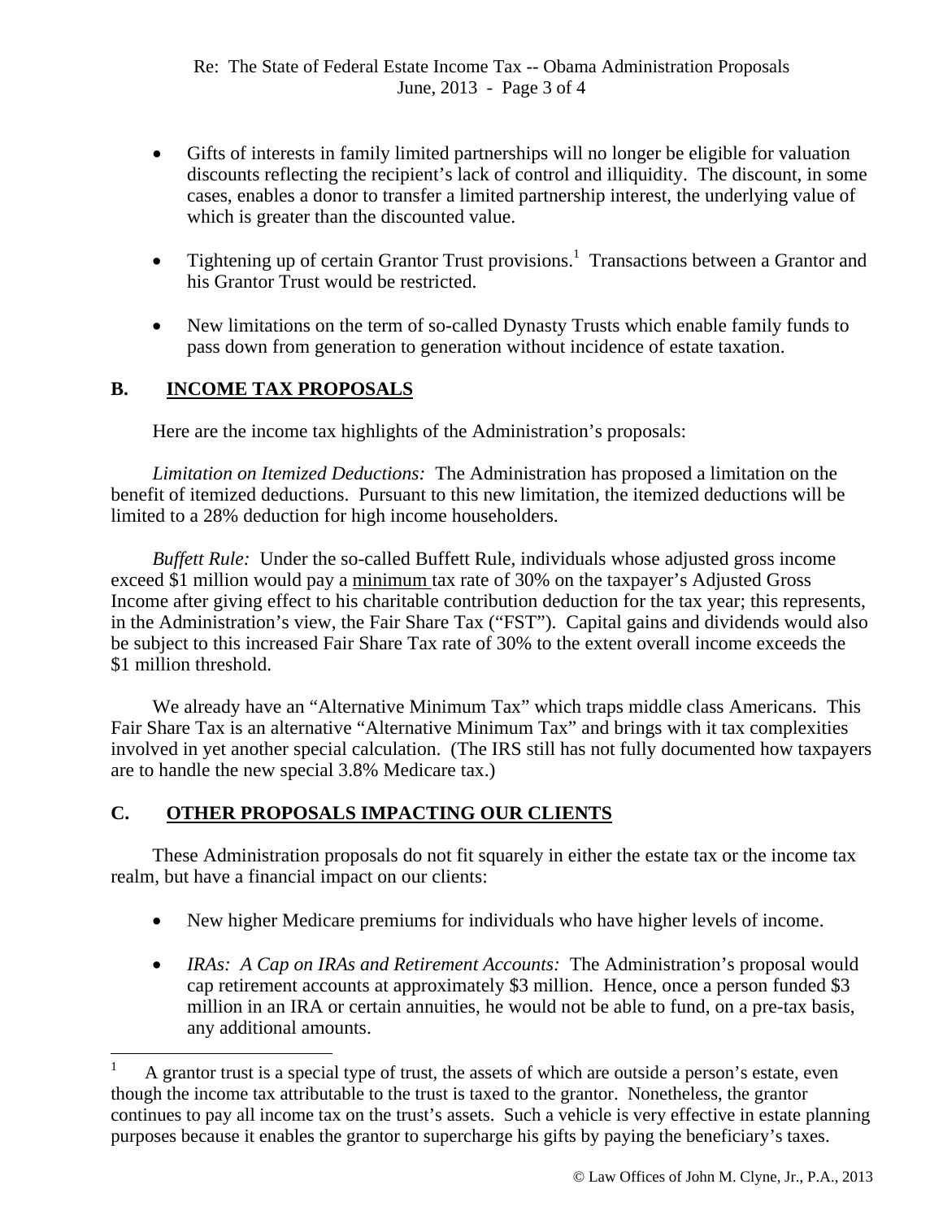- Gifts of interests in family limited partnerships will no longer be eligible for valuation discounts reflecting the recipient's lack of control and illiquidity. The discount, in some cases, enables a donor to transfer a limited partnership interest, the underlying value of which is greater than the discounted value.

- Tightening up of certain Grantor Trust provisions.[1] Transactions between a Grantor and his Grantor Trust would be restricted.

- New limitations on the term of so-called Dynasty Trusts which enable family funds to pass down from generation to generation without incidence of estate taxation.

## B. INCOME TAX PROPOSALS

Here are the income tax highlights of the Administration's proposals:

*Limitation on Itemized Deductions:* The Administration has proposed a limitation on the benefit of itemized deductions. Pursuant to this new limitation, the itemized deductions will be limited to a 28% deduction for high income householders.

*Buffett Rule:* Under the so-called Buffett Rule, individuals whose adjusted gross income exceed $1 million would pay a minimum tax rate of 30% on the taxpayer's Adjusted Gross Income after giving effect to his charitable contribution deduction for the tax year; this represents, in the Administration's view, the Fair Share Tax ("FST"). Capital gains and dividends would also be subject to this increased Fair Share Tax rate of 30% to the extent overall income exceeds the $1 million threshold.

We already have an "Alternative Minimum Tax" which traps middle class Americans. This Fair Share Tax is an alternative "Alternative Minimum Tax" and brings with it tax complexities involved in yet another special calculation. (The IRS still has not fully documented how taxpayers are to handle the new special 3.8% Medicare tax.)

## C. OTHER PROPOSALS IMPACTING OUR CLIENTS

These Administration proposals do not fit squarely in either the estate tax or the income tax realm, but have a financial impact on our clients:

- New higher Medicare premiums for individuals who have higher levels of income.

- *IRAs: A Cap on IRAs and Retirement Accounts:* The Administration's proposal would cap retirement accounts at approximately $3 million. Hence, once a person funded $3 million in an IRA or certain annuities, he would not be able to fund, on a pre-tax basis, any additional amounts.

---

[1] A grantor trust is a special type of trust, the assets of which are outside a person's estate, even though the income tax attributable to the trust is taxed to the grantor. Nonetheless, the grantor continues to pay all income tax on the trust's assets. Such a vehicle is very effective in estate planning purposes because it enables the grantor to supercharge his gifts by paying the beneficiary's taxes.

© Law Offices of John M. Clyne, Jr., P.A., 2013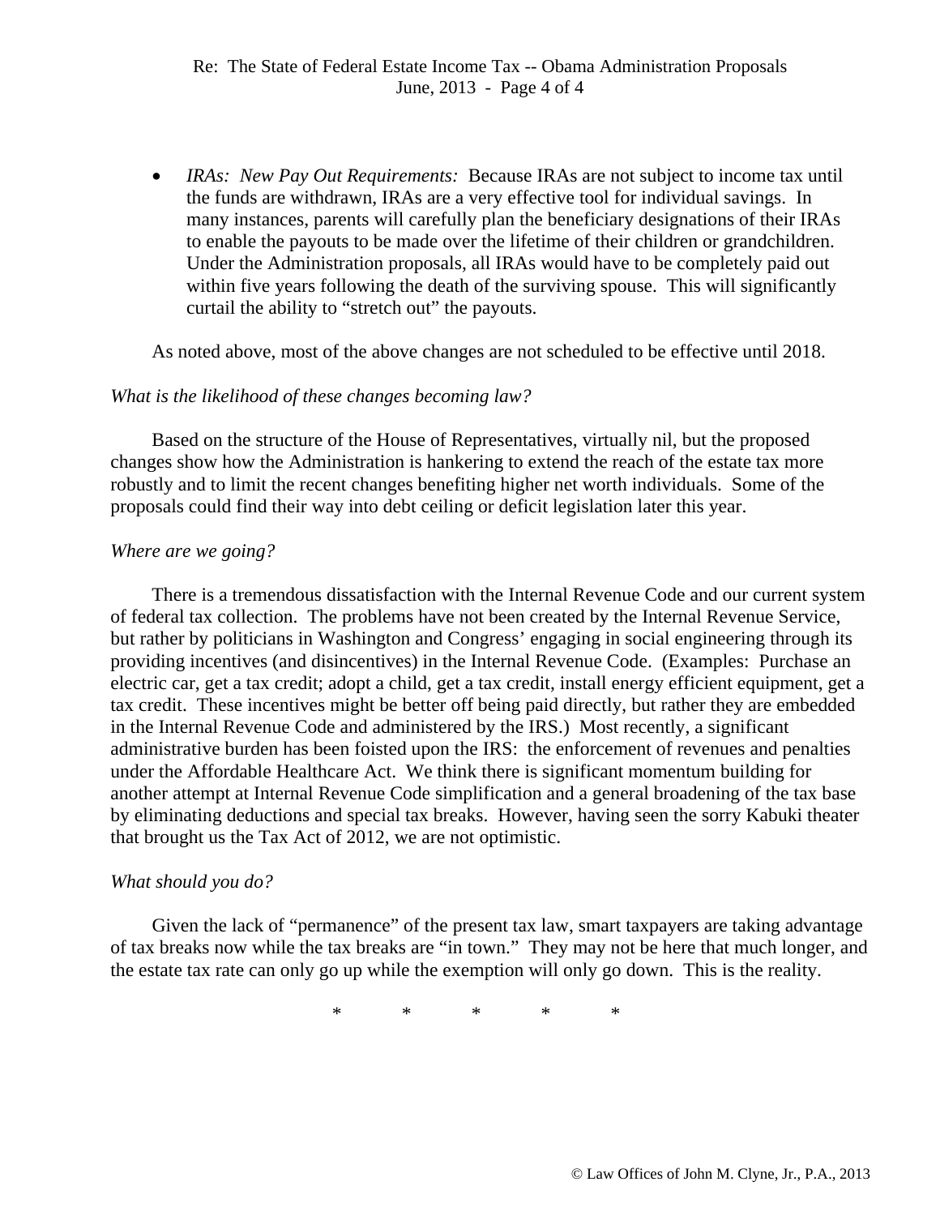- *IRAs: New Pay Out Requirements:* Because IRAs are not subject to income tax until the funds are withdrawn, IRAs are a very effective tool for individual savings. In many instances, parents will carefully plan the beneficiary designations of their IRAs to enable the payouts to be made over the lifetime of their children or grandchildren. Under the Administration proposals, all IRAs would have to be completely paid out within five years following the death of the surviving spouse. This will significantly curtail the ability to "stretch out" the payouts.

As noted above, most of the above changes are not scheduled to be effective until 2018.

*What is the likelihood of these changes becoming law?*

Based on the structure of the House of Representatives, virtually nil, but the proposed changes show how the Administration is hankering to extend the reach of the estate tax more robustly and to limit the recent changes benefiting higher net worth individuals. Some of the proposals could find their way into debt ceiling or deficit legislation later this year.

*Where are we going?*

There is a tremendous dissatisfaction with the Internal Revenue Code and our current system of federal tax collection. The problems have not been created by the Internal Revenue Service, but rather by politicians in Washington and Congress' engaging in social engineering through its providing incentives (and disincentives) in the Internal Revenue Code. (Examples: Purchase an electric car, get a tax credit; adopt a child, get a tax credit, install energy efficient equipment, get a tax credit. These incentives might be better off being paid directly, but rather they are embedded in the Internal Revenue Code and administered by the IRS.) Most recently, a significant administrative burden has been foisted upon the IRS: the enforcement of revenues and penalties under the Affordable Healthcare Act. We think there is significant momentum building for another attempt at Internal Revenue Code simplification and a general broadening of the tax base by eliminating deductions and special tax breaks. However, having seen the sorry Kabuki theater that brought us the Tax Act of 2012, we are not optimistic.

*What should you do?*

Given the lack of "permanence" of the present tax law, smart taxpayers are taking advantage of tax breaks now while the tax breaks are "in town." They may not be here that much longer, and the estate tax rate can only go up while the exemption will only go down. This is the reality.

\* \* \* \* \*

© Law Offices of John M. Clyne, Jr., P.A., 2013